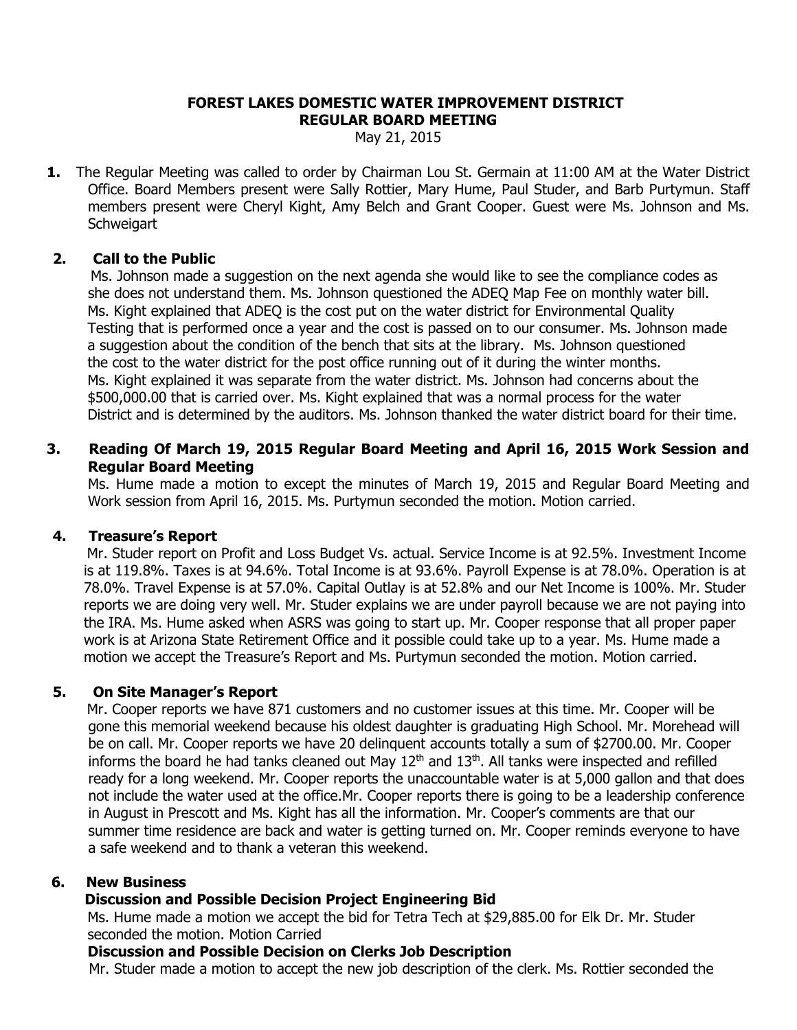# FOREST LAKES DOMESTIC WATER IMPROVEMENT DISTRICT
## REGULAR BOARD MEETING

May 21, 2015

**1.** The Regular Meeting was called to order by Chairman Lou St. Germain at 11:00 AM at the Water District Office. Board Members present were Sally Rottier, Mary Hume, Paul Studer, and Barb Purtymun. Staff members present were Cheryl Kight, Amy Belch and Grant Cooper. Guest were Ms. Johnson and Ms. Schweigart

**2. Call to the Public**

Ms. Johnson made a suggestion on the next agenda she would like to see the compliance codes as she does not understand them. Ms. Johnson questioned the ADEQ Map Fee on monthly water bill. Ms. Kight explained that ADEQ is the cost put on the water district for Environmental Quality Testing that is performed once a year and the cost is passed on to our consumer. Ms. Johnson made a suggestion about the condition of the bench that sits at the library. Ms. Johnson questioned the cost to the water district for the post office running out of it during the winter months. Ms. Kight explained it was separate from the water district. Ms. Johnson had concerns about the $500,000.00 that is carried over. Ms. Kight explained that was a normal process for the water District and is determined by the auditors. Ms. Johnson thanked the water district board for their time.

**3. Reading Of March 19, 2015 Regular Board Meeting and April 16, 2015 Work Session and Regular Board Meeting**

Ms. Hume made a motion to except the minutes of March 19, 2015 and Regular Board Meeting and Work session from April 16, 2015. Ms. Purtymun seconded the motion. Motion carried.

**4. Treasure's Report**

Mr. Studer report on Profit and Loss Budget Vs. actual. Service Income is at 92.5%. Investment Income is at 119.8%. Taxes is at 94.6%. Total Income is at 93.6%. Payroll Expense is at 78.0%. Operation is at 78.0%. Travel Expense is at 57.0%. Capital Outlay is at 52.8% and our Net Income is 100%. Mr. Studer reports we are doing very well. Mr. Studer explains we are under payroll because we are not paying into the IRA. Ms. Hume asked when ASRS was going to start up. Mr. Cooper response that all proper paper work is at Arizona State Retirement Office and it possible could take up to a year. Ms. Hume made a motion we accept the Treasure's Report and Ms. Purtymun seconded the motion. Motion carried.

**5. On Site Manager's Report**

Mr. Cooper reports we have 871 customers and no customer issues at this time. Mr. Cooper will be gone this memorial weekend because his oldest daughter is graduating High School. Mr. Morehead will be on call. Mr. Cooper reports we have 20 delinquent accounts totally a sum of $2700.00. Mr. Cooper informs the board he had tanks cleaned out May 12th and 13th. All tanks were inspected and refilled ready for a long weekend. Mr. Cooper reports the unaccountable water is at 5,000 gallon and that does not include the water used at the office.Mr. Cooper reports there is going to be a leadership conference in August in Prescott and Ms. Kight has all the information. Mr. Cooper's comments are that our summer time residence are back and water is getting turned on. Mr. Cooper reminds everyone to have a safe weekend and to thank a veteran this weekend.

**6. New Business**

**Discussion and Possible Decision Project Engineering Bid**

Ms. Hume made a motion we accept the bid for Tetra Tech at $29,885.00 for Elk Dr. Mr. Studer seconded the motion. Motion Carried

**Discussion and Possible Decision on Clerks Job Description**

Mr. Studer made a motion to accept the new job description of the clerk. Ms. Rottier seconded the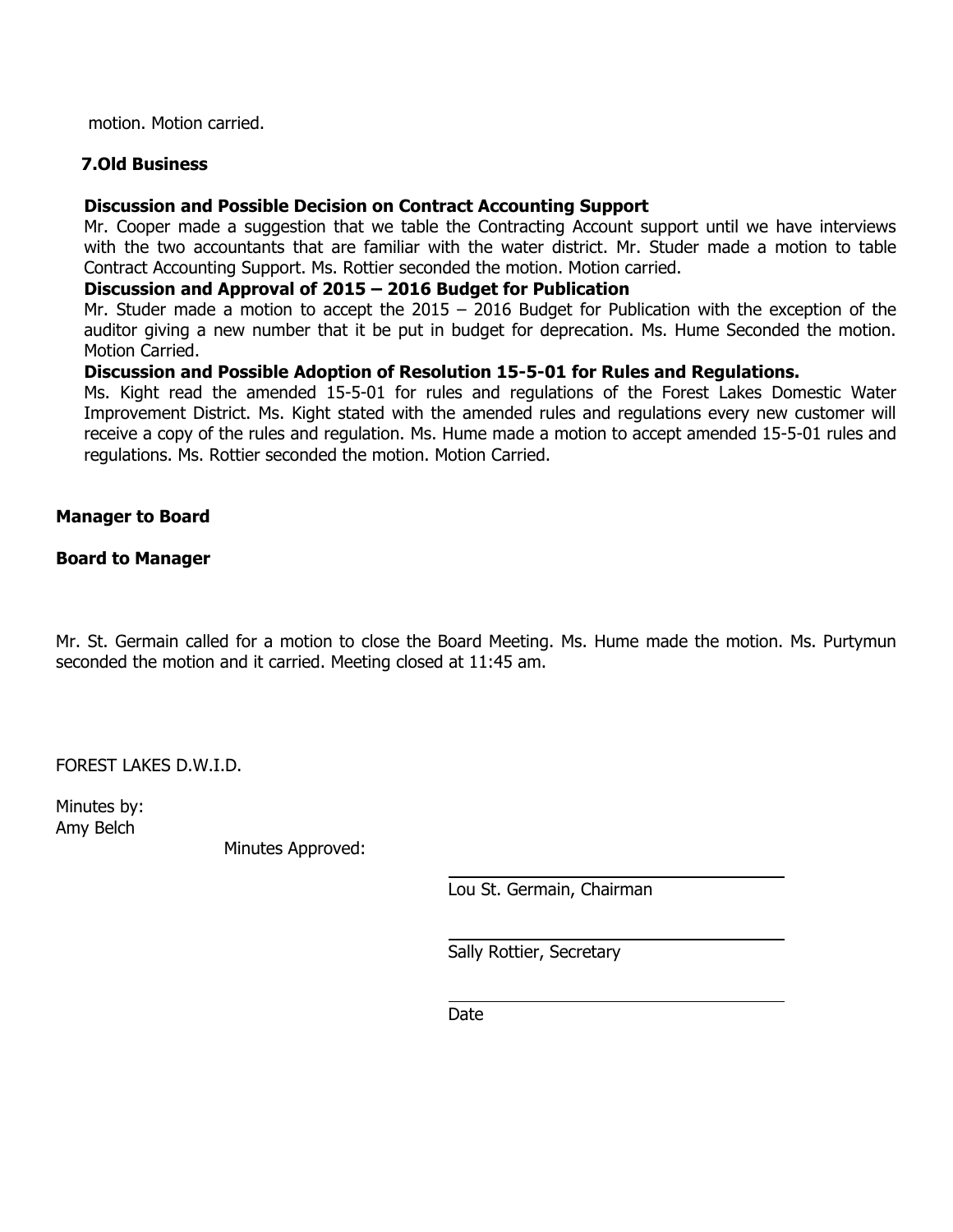motion. Motion carried.

## 7.Old Business

**Discussion and Possible Decision on Contract Accounting Support**

Mr. Cooper made a suggestion that we table the Contracting Account support until we have interviews with the two accountants that are familiar with the water district. Mr. Studer made a motion to table Contract Accounting Support. Ms. Rottier seconded the motion. Motion carried.

**Discussion and Approval of 2015 – 2016 Budget for Publication**

Mr. Studer made a motion to accept the 2015 – 2016 Budget for Publication with the exception of the auditor giving a new number that it be put in budget for deprecation. Ms. Hume Seconded the motion. Motion Carried.

**Discussion and Possible Adoption of Resolution 15-5-01 for Rules and Regulations.**

Ms. Kight read the amended 15-5-01 for rules and regulations of the Forest Lakes Domestic Water Improvement District. Ms. Kight stated with the amended rules and regulations every new customer will receive a copy of the rules and regulation. Ms. Hume made a motion to accept amended 15-5-01 rules and regulations. Ms. Rottier seconded the motion. Motion Carried.

**Manager to Board**

**Board to Manager**

Mr. St. Germain called for a motion to close the Board Meeting. Ms. Hume made the motion. Ms. Purtymun seconded the motion and it carried. Meeting closed at 11:45 am.

FOREST LAKES D.W.I.D.

Minutes by:
Amy Belch

Minutes Approved:

Lou St. Germain, Chairman

Sally Rottier, Secretary

Date